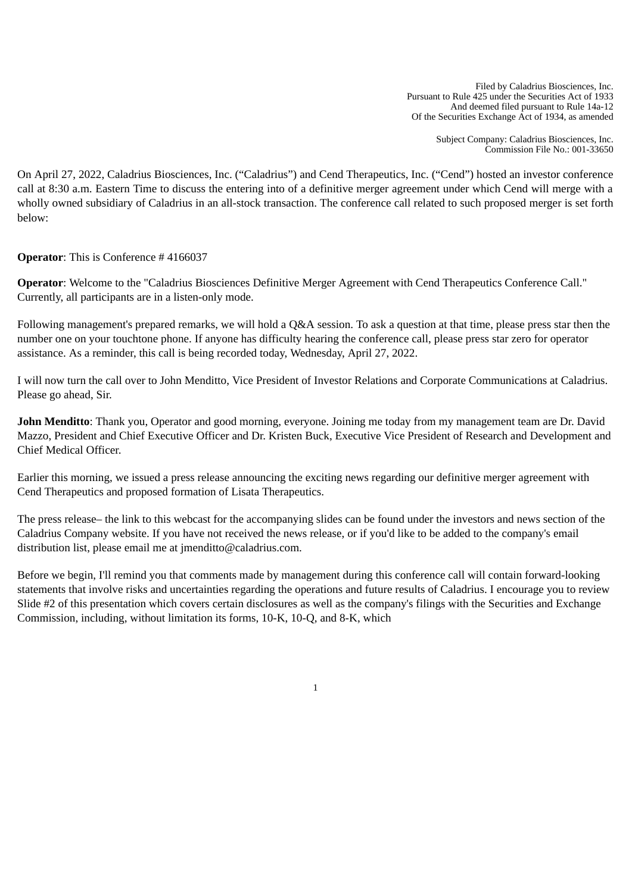Filed by Caladrius Biosciences, Inc.
Pursuant to Rule 425 under the Securities Act of 1933
And deemed filed pursuant to Rule 14a-12
Of the Securities Exchange Act of 1934, as amended

Subject Company: Caladrius Biosciences, Inc.
Commission File No.: 001-33650

On April 27, 2022, Caladrius Biosciences, Inc. ("Caladrius") and Cend Therapeutics, Inc. ("Cend") hosted an investor conference call at 8:30 a.m. Eastern Time to discuss the entering into of a definitive merger agreement under which Cend will merge with a wholly owned subsidiary of Caladrius in an all-stock transaction. The conference call related to such proposed merger is set forth below:

**Operator**: This is Conference # 4166037

**Operator**: Welcome to the "Caladrius Biosciences Definitive Merger Agreement with Cend Therapeutics Conference Call." Currently, all participants are in a listen-only mode.

Following management's prepared remarks, we will hold a Q&A session. To ask a question at that time, please press star then the number one on your touchtone phone. If anyone has difficulty hearing the conference call, please press star zero for operator assistance. As a reminder, this call is being recorded today, Wednesday, April 27, 2022.

I will now turn the call over to John Menditto, Vice President of Investor Relations and Corporate Communications at Caladrius. Please go ahead, Sir.

**John Menditto**: Thank you, Operator and good morning, everyone. Joining me today from my management team are Dr. David Mazzo, President and Chief Executive Officer and Dr. Kristen Buck, Executive Vice President of Research and Development and Chief Medical Officer.

Earlier this morning, we issued a press release announcing the exciting news regarding our definitive merger agreement with Cend Therapeutics and proposed formation of Lisata Therapeutics.

The press release– the link to this webcast for the accompanying slides can be found under the investors and news section of the Caladrius Company website. If you have not received the news release, or if you'd like to be added to the company's email distribution list, please email me at jmenditto@caladrius.com.

Before we begin, I'll remind you that comments made by management during this conference call will contain forward-looking statements that involve risks and uncertainties regarding the operations and future results of Caladrius. I encourage you to review Slide #2 of this presentation which covers certain disclosures as well as the company's filings with the Securities and Exchange Commission, including, without limitation its forms, 10-K, 10-Q, and 8-K, which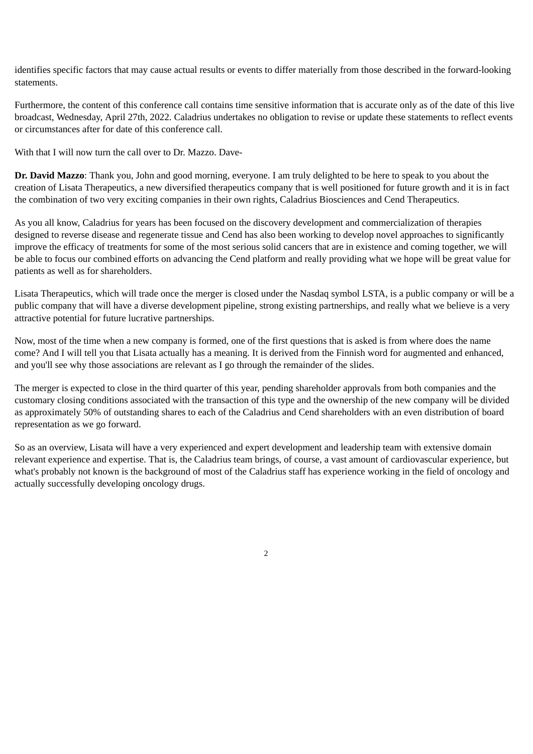identifies specific factors that may cause actual results or events to differ materially from those described in the forward-looking statements.

Furthermore, the content of this conference call contains time sensitive information that is accurate only as of the date of this live broadcast, Wednesday, April 27th, 2022. Caladrius undertakes no obligation to revise or update these statements to reflect events or circumstances after for date of this conference call.

With that I will now turn the call over to Dr. Mazzo. Dave-

**Dr. David Mazzo**: Thank you, John and good morning, everyone. I am truly delighted to be here to speak to you about the creation of Lisata Therapeutics, a new diversified therapeutics company that is well positioned for future growth and it is in fact the combination of two very exciting companies in their own rights, Caladrius Biosciences and Cend Therapeutics.

As you all know, Caladrius for years has been focused on the discovery development and commercialization of therapies designed to reverse disease and regenerate tissue and Cend has also been working to develop novel approaches to significantly improve the efficacy of treatments for some of the most serious solid cancers that are in existence and coming together, we will be able to focus our combined efforts on advancing the Cend platform and really providing what we hope will be great value for patients as well as for shareholders.

Lisata Therapeutics, which will trade once the merger is closed under the Nasdaq symbol LSTA, is a public company or will be a public company that will have a diverse development pipeline, strong existing partnerships, and really what we believe is a very attractive potential for future lucrative partnerships.

Now, most of the time when a new company is formed, one of the first questions that is asked is from where does the name come? And I will tell you that Lisata actually has a meaning. It is derived from the Finnish word for augmented and enhanced, and you'll see why those associations are relevant as I go through the remainder of the slides.

The merger is expected to close in the third quarter of this year, pending shareholder approvals from both companies and the customary closing conditions associated with the transaction of this type and the ownership of the new company will be divided as approximately 50% of outstanding shares to each of the Caladrius and Cend shareholders with an even distribution of board representation as we go forward.

So as an overview, Lisata will have a very experienced and expert development and leadership team with extensive domain relevant experience and expertise. That is, the Caladrius team brings, of course, a vast amount of cardiovascular experience, but what's probably not known is the background of most of the Caladrius staff has experience working in the field of oncology and actually successfully developing oncology drugs.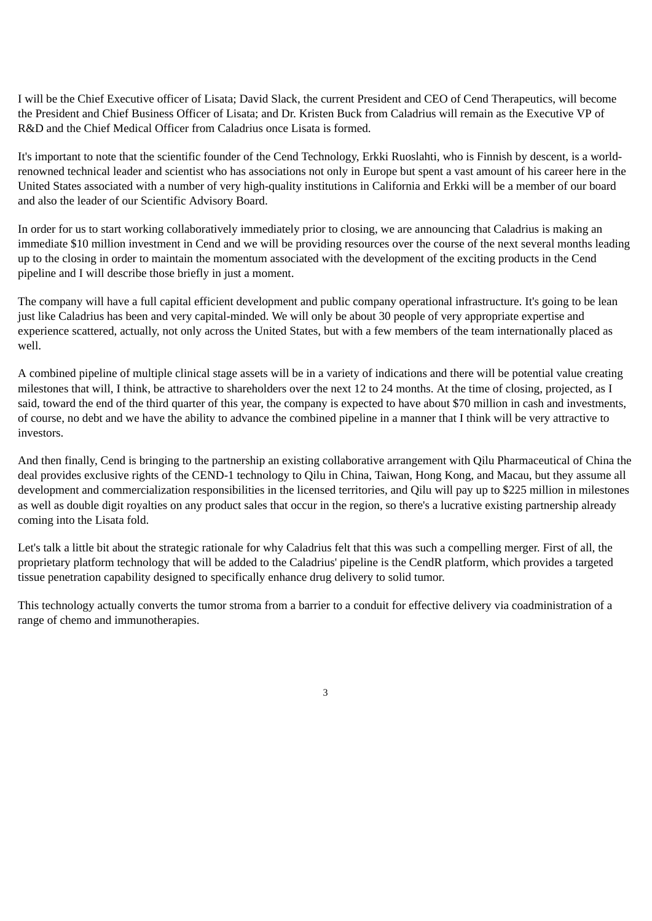I will be the Chief Executive officer of Lisata; David Slack, the current President and CEO of Cend Therapeutics, will become the President and Chief Business Officer of Lisata; and Dr. Kristen Buck from Caladrius will remain as the Executive VP of R&D and the Chief Medical Officer from Caladrius once Lisata is formed.

It's important to note that the scientific founder of the Cend Technology, Erkki Ruoslahti, who is Finnish by descent, is a world-renowned technical leader and scientist who has associations not only in Europe but spent a vast amount of his career here in the United States associated with a number of very high-quality institutions in California and Erkki will be a member of our board and also the leader of our Scientific Advisory Board.

In order for us to start working collaboratively immediately prior to closing, we are announcing that Caladrius is making an immediate $10 million investment in Cend and we will be providing resources over the course of the next several months leading up to the closing in order to maintain the momentum associated with the development of the exciting products in the Cend pipeline and I will describe those briefly in just a moment.

The company will have a full capital efficient development and public company operational infrastructure. It's going to be lean just like Caladrius has been and very capital-minded. We will only be about 30 people of very appropriate expertise and experience scattered, actually, not only across the United States, but with a few members of the team internationally placed as well.

A combined pipeline of multiple clinical stage assets will be in a variety of indications and there will be potential value creating milestones that will, I think, be attractive to shareholders over the next 12 to 24 months. At the time of closing, projected, as I said, toward the end of the third quarter of this year, the company is expected to have about $70 million in cash and investments, of course, no debt and we have the ability to advance the combined pipeline in a manner that I think will be very attractive to investors.

And then finally, Cend is bringing to the partnership an existing collaborative arrangement with Qilu Pharmaceutical of China the deal provides exclusive rights of the CEND-1 technology to Qilu in China, Taiwan, Hong Kong, and Macau, but they assume all development and commercialization responsibilities in the licensed territories, and Qilu will pay up to $225 million in milestones as well as double digit royalties on any product sales that occur in the region, so there's a lucrative existing partnership already coming into the Lisata fold.

Let's talk a little bit about the strategic rationale for why Caladrius felt that this was such a compelling merger. First of all, the proprietary platform technology that will be added to the Caladrius' pipeline is the CendR platform, which provides a targeted tissue penetration capability designed to specifically enhance drug delivery to solid tumor.

This technology actually converts the tumor stroma from a barrier to a conduit for effective delivery via coadministration of a range of chemo and immunotherapies.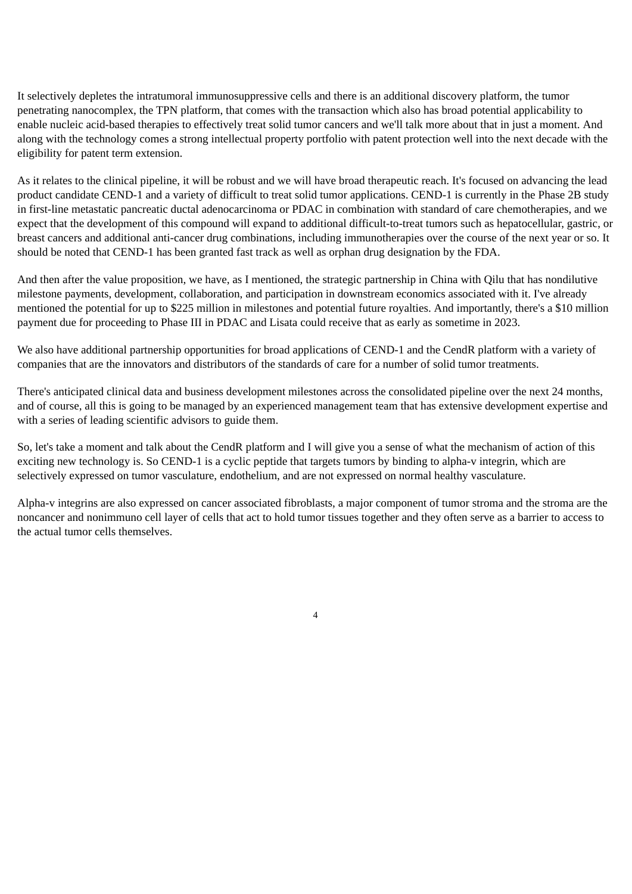It selectively depletes the intratumoral immunosuppressive cells and there is an additional discovery platform, the tumor penetrating nanocomplex, the TPN platform, that comes with the transaction which also has broad potential applicability to enable nucleic acid-based therapies to effectively treat solid tumor cancers and we'll talk more about that in just a moment. And along with the technology comes a strong intellectual property portfolio with patent protection well into the next decade with the eligibility for patent term extension.

As it relates to the clinical pipeline, it will be robust and we will have broad therapeutic reach. It's focused on advancing the lead product candidate CEND-1 and a variety of difficult to treat solid tumor applications. CEND-1 is currently in the Phase 2B study in first-line metastatic pancreatic ductal adenocarcinoma or PDAC in combination with standard of care chemotherapies, and we expect that the development of this compound will expand to additional difficult-to-treat tumors such as hepatocellular, gastric, or breast cancers and additional anti-cancer drug combinations, including immunotherapies over the course of the next year or so. It should be noted that CEND-1 has been granted fast track as well as orphan drug designation by the FDA.

And then after the value proposition, we have, as I mentioned, the strategic partnership in China with Qilu that has nondilutive milestone payments, development, collaboration, and participation in downstream economics associated with it. I've already mentioned the potential for up to $225 million in milestones and potential future royalties. And importantly, there's a $10 million payment due for proceeding to Phase III in PDAC and Lisata could receive that as early as sometime in 2023.

We also have additional partnership opportunities for broad applications of CEND-1 and the CendR platform with a variety of companies that are the innovators and distributors of the standards of care for a number of solid tumor treatments.

There's anticipated clinical data and business development milestones across the consolidated pipeline over the next 24 months, and of course, all this is going to be managed by an experienced management team that has extensive development expertise and with a series of leading scientific advisors to guide them.

So, let's take a moment and talk about the CendR platform and I will give you a sense of what the mechanism of action of this exciting new technology is. So CEND-1 is a cyclic peptide that targets tumors by binding to alpha-v integrin, which are selectively expressed on tumor vasculature, endothelium, and are not expressed on normal healthy vasculature.

Alpha-v integrins are also expressed on cancer associated fibroblasts, a major component of tumor stroma and the stroma are the noncancer and nonimmuno cell layer of cells that act to hold tumor tissues together and they often serve as a barrier to access to the actual tumor cells themselves.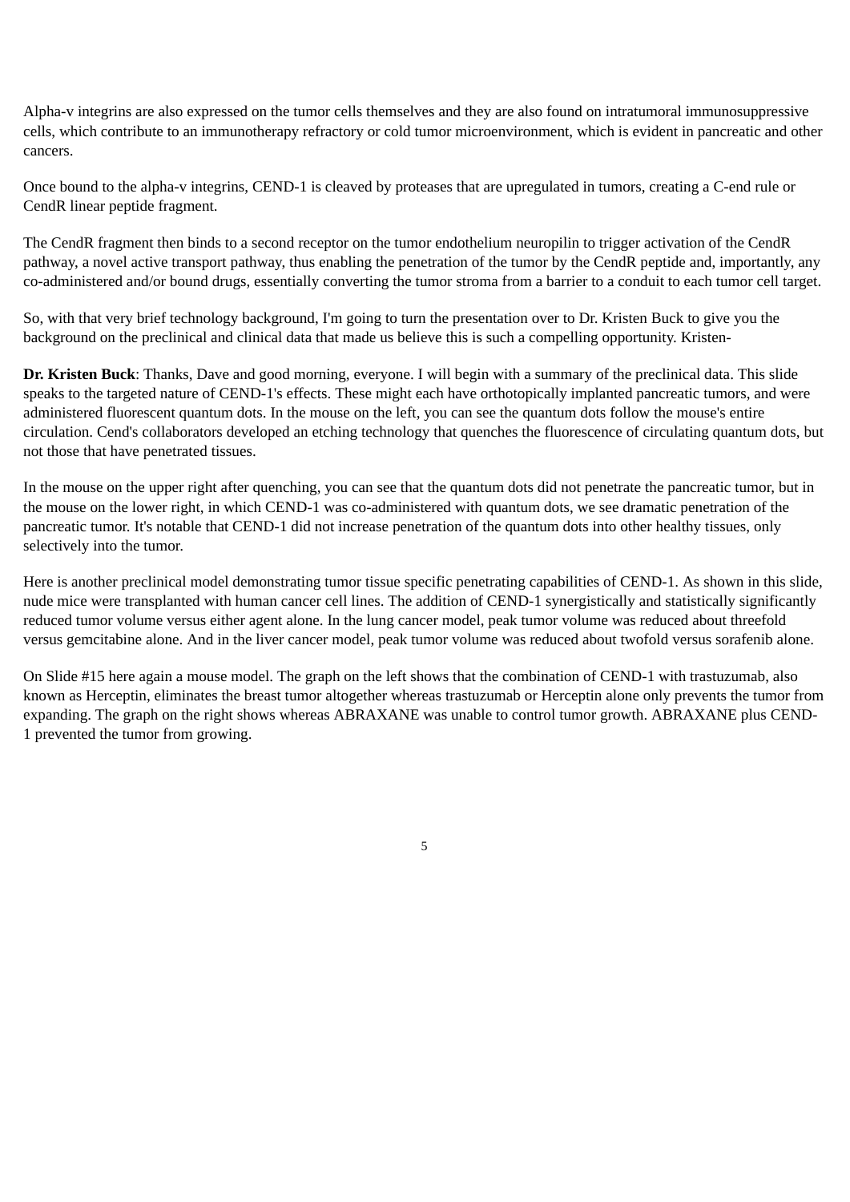Alpha-v integrins are also expressed on the tumor cells themselves and they are also found on intratumoral immunosuppressive cells, which contribute to an immunotherapy refractory or cold tumor microenvironment, which is evident in pancreatic and other cancers.

Once bound to the alpha-v integrins, CEND-1 is cleaved by proteases that are upregulated in tumors, creating a C-end rule or CendR linear peptide fragment.

The CendR fragment then binds to a second receptor on the tumor endothelium neuropilin to trigger activation of the CendR pathway, a novel active transport pathway, thus enabling the penetration of the tumor by the CendR peptide and, importantly, any co-administered and/or bound drugs, essentially converting the tumor stroma from a barrier to a conduit to each tumor cell target.

So, with that very brief technology background, I'm going to turn the presentation over to Dr. Kristen Buck to give you the background on the preclinical and clinical data that made us believe this is such a compelling opportunity. Kristen-

**Dr. Kristen Buck**: Thanks, Dave and good morning, everyone. I will begin with a summary of the preclinical data. This slide speaks to the targeted nature of CEND-1's effects. These might each have orthotopically implanted pancreatic tumors, and were administered fluorescent quantum dots. In the mouse on the left, you can see the quantum dots follow the mouse's entire circulation. Cend's collaborators developed an etching technology that quenches the fluorescence of circulating quantum dots, but not those that have penetrated tissues.

In the mouse on the upper right after quenching, you can see that the quantum dots did not penetrate the pancreatic tumor, but in the mouse on the lower right, in which CEND-1 was co-administered with quantum dots, we see dramatic penetration of the pancreatic tumor. It's notable that CEND-1 did not increase penetration of the quantum dots into other healthy tissues, only selectively into the tumor.

Here is another preclinical model demonstrating tumor tissue specific penetrating capabilities of CEND-1. As shown in this slide, nude mice were transplanted with human cancer cell lines. The addition of CEND-1 synergistically and statistically significantly reduced tumor volume versus either agent alone. In the lung cancer model, peak tumor volume was reduced about threefold versus gemcitabine alone. And in the liver cancer model, peak tumor volume was reduced about twofold versus sorafenib alone.

On Slide #15 here again a mouse model. The graph on the left shows that the combination of CEND-1 with trastuzumab, also known as Herceptin, eliminates the breast tumor altogether whereas trastuzumab or Herceptin alone only prevents the tumor from expanding. The graph on the right shows whereas ABRAXANE was unable to control tumor growth. ABRAXANE plus CEND-1 prevented the tumor from growing.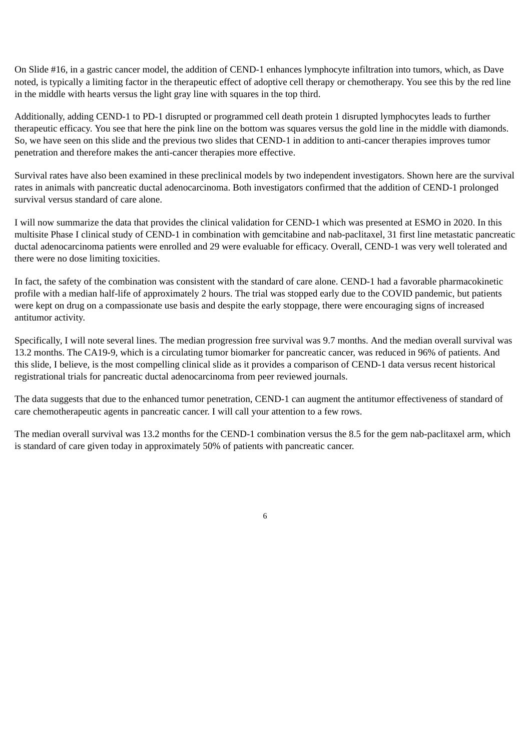On Slide #16, in a gastric cancer model, the addition of CEND-1 enhances lymphocyte infiltration into tumors, which, as Dave noted, is typically a limiting factor in the therapeutic effect of adoptive cell therapy or chemotherapy. You see this by the red line in the middle with hearts versus the light gray line with squares in the top third.

Additionally, adding CEND-1 to PD-1 disrupted or programmed cell death protein 1 disrupted lymphocytes leads to further therapeutic efficacy. You see that here the pink line on the bottom was squares versus the gold line in the middle with diamonds. So, we have seen on this slide and the previous two slides that CEND-1 in addition to anti-cancer therapies improves tumor penetration and therefore makes the anti-cancer therapies more effective.

Survival rates have also been examined in these preclinical models by two independent investigators. Shown here are the survival rates in animals with pancreatic ductal adenocarcinoma. Both investigators confirmed that the addition of CEND-1 prolonged survival versus standard of care alone.

I will now summarize the data that provides the clinical validation for CEND-1 which was presented at ESMO in 2020. In this multisite Phase I clinical study of CEND-1 in combination with gemcitabine and nab-paclitaxel, 31 first line metastatic pancreatic ductal adenocarcinoma patients were enrolled and 29 were evaluable for efficacy. Overall, CEND-1 was very well tolerated and there were no dose limiting toxicities.

In fact, the safety of the combination was consistent with the standard of care alone. CEND-1 had a favorable pharmacokinetic profile with a median half-life of approximately 2 hours. The trial was stopped early due to the COVID pandemic, but patients were kept on drug on a compassionate use basis and despite the early stoppage, there were encouraging signs of increased antitumor activity.

Specifically, I will note several lines. The median progression free survival was 9.7 months. And the median overall survival was 13.2 months. The CA19-9, which is a circulating tumor biomarker for pancreatic cancer, was reduced in 96% of patients. And this slide, I believe, is the most compelling clinical slide as it provides a comparison of CEND-1 data versus recent historical registrational trials for pancreatic ductal adenocarcinoma from peer reviewed journals.

The data suggests that due to the enhanced tumor penetration, CEND-1 can augment the antitumor effectiveness of standard of care chemotherapeutic agents in pancreatic cancer. I will call your attention to a few rows.

The median overall survival was 13.2 months for the CEND-1 combination versus the 8.5 for the gem nab-paclitaxel arm, which is standard of care given today in approximately 50% of patients with pancreatic cancer.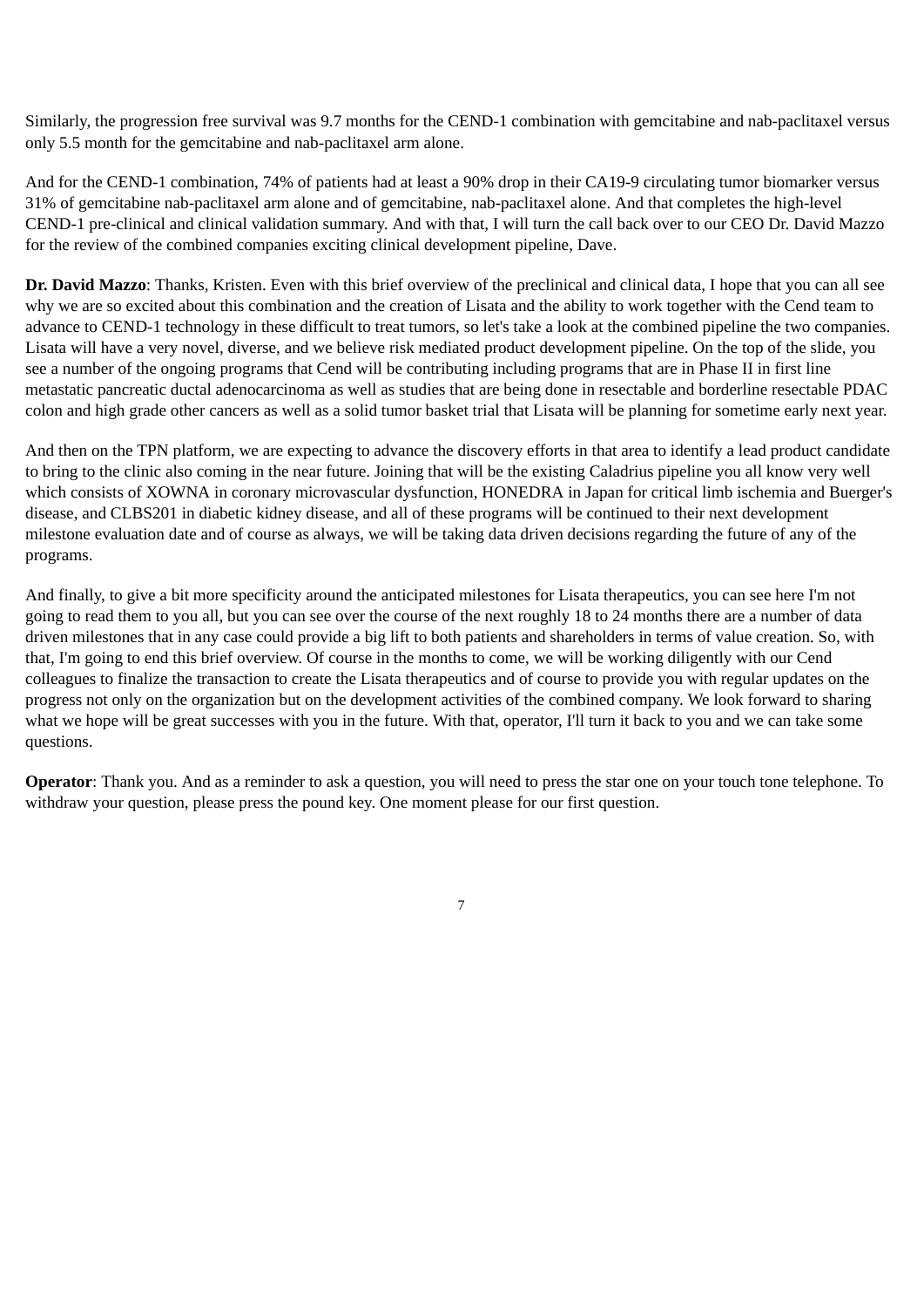Similarly, the progression free survival was 9.7 months for the CEND-1 combination with gemcitabine and nab-paclitaxel versus only 5.5 month for the gemcitabine and nab-paclitaxel arm alone.

And for the CEND-1 combination, 74% of patients had at least a 90% drop in their CA19-9 circulating tumor biomarker versus 31% of gemcitabine nab-paclitaxel arm alone and of gemcitabine, nab-paclitaxel alone. And that completes the high-level CEND-1 pre-clinical and clinical validation summary. And with that, I will turn the call back over to our CEO Dr. David Mazzo for the review of the combined companies exciting clinical development pipeline, Dave.

**Dr. David Mazzo**: Thanks, Kristen. Even with this brief overview of the preclinical and clinical data, I hope that you can all see why we are so excited about this combination and the creation of Lisata and the ability to work together with the Cend team to advance to CEND-1 technology in these difficult to treat tumors, so let's take a look at the combined pipeline the two companies. Lisata will have a very novel, diverse, and we believe risk mediated product development pipeline. On the top of the slide, you see a number of the ongoing programs that Cend will be contributing including programs that are in Phase II in first line metastatic pancreatic ductal adenocarcinoma as well as studies that are being done in resectable and borderline resectable PDAC colon and high grade other cancers as well as a solid tumor basket trial that Lisata will be planning for sometime early next year.

And then on the TPN platform, we are expecting to advance the discovery efforts in that area to identify a lead product candidate to bring to the clinic also coming in the near future. Joining that will be the existing Caladrius pipeline you all know very well which consists of XOWNA in coronary microvascular dysfunction, HONEDRA in Japan for critical limb ischemia and Buerger's disease, and CLBS201 in diabetic kidney disease, and all of these programs will be continued to their next development milestone evaluation date and of course as always, we will be taking data driven decisions regarding the future of any of the programs.

And finally, to give a bit more specificity around the anticipated milestones for Lisata therapeutics, you can see here I'm not going to read them to you all, but you can see over the course of the next roughly 18 to 24 months there are a number of data driven milestones that in any case could provide a big lift to both patients and shareholders in terms of value creation. So, with that, I'm going to end this brief overview. Of course in the months to come, we will be working diligently with our Cend colleagues to finalize the transaction to create the Lisata therapeutics and of course to provide you with regular updates on the progress not only on the organization but on the development activities of the combined company. We look forward to sharing what we hope will be great successes with you in the future. With that, operator, I'll turn it back to you and we can take some questions.

**Operator**: Thank you. And as a reminder to ask a question, you will need to press the star one on your touch tone telephone. To withdraw your question, please press the pound key. One moment please for our first question.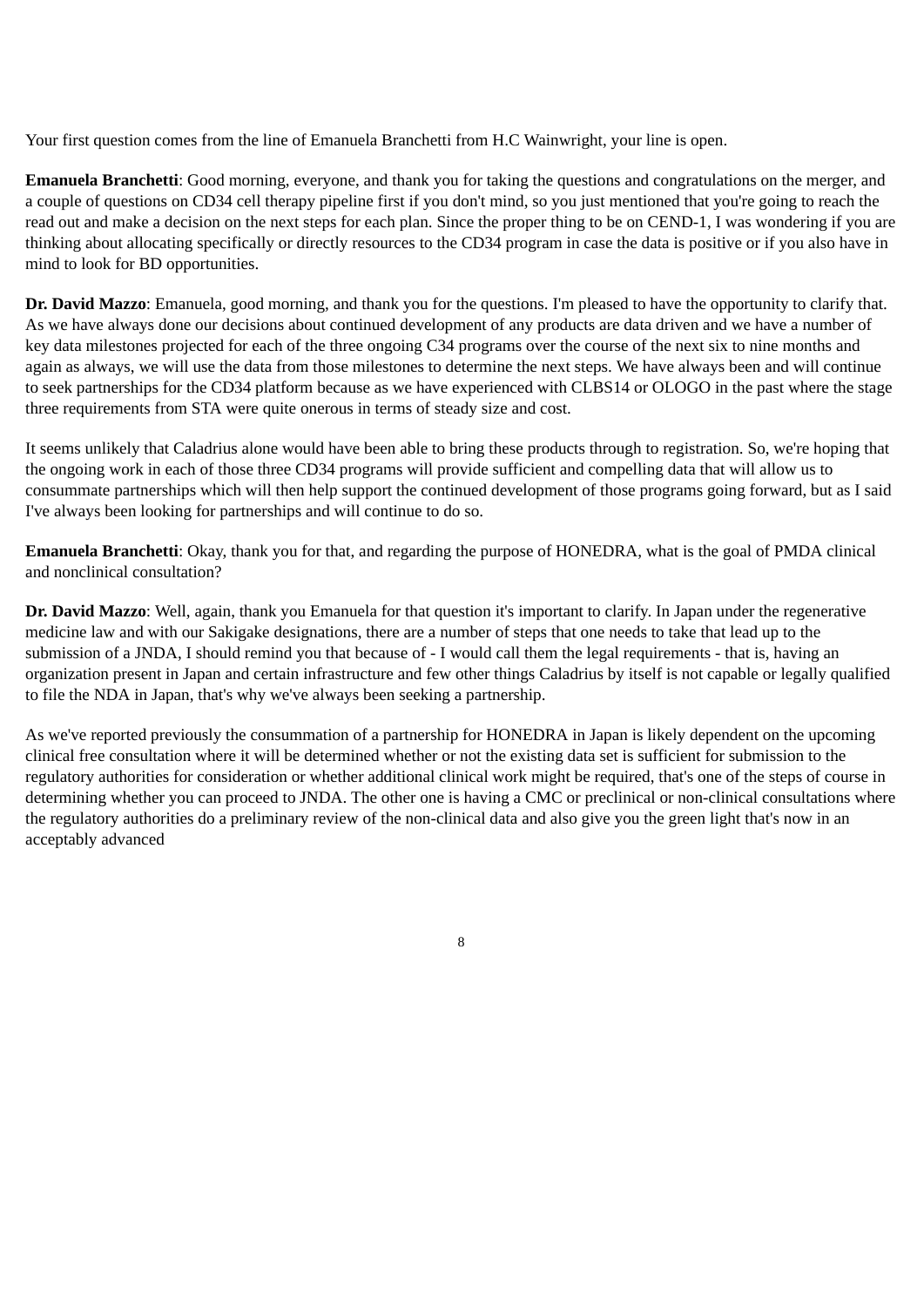Your first question comes from the line of Emanuela Branchetti from H.C Wainwright, your line is open.

**Emanuela Branchetti**: Good morning, everyone, and thank you for taking the questions and congratulations on the merger, and a couple of questions on CD34 cell therapy pipeline first if you don't mind, so you just mentioned that you're going to reach the read out and make a decision on the next steps for each plan. Since the proper thing to be on CEND-1, I was wondering if you are thinking about allocating specifically or directly resources to the CD34 program in case the data is positive or if you also have in mind to look for BD opportunities.

**Dr. David Mazzo**: Emanuela, good morning, and thank you for the questions. I'm pleased to have the opportunity to clarify that. As we have always done our decisions about continued development of any products are data driven and we have a number of key data milestones projected for each of the three ongoing C34 programs over the course of the next six to nine months and again as always, we will use the data from those milestones to determine the next steps. We have always been and will continue to seek partnerships for the CD34 platform because as we have experienced with CLBS14 or OLOGO in the past where the stage three requirements from STA were quite onerous in terms of steady size and cost.

It seems unlikely that Caladrius alone would have been able to bring these products through to registration. So, we're hoping that the ongoing work in each of those three CD34 programs will provide sufficient and compelling data that will allow us to consummate partnerships which will then help support the continued development of those programs going forward, but as I said I've always been looking for partnerships and will continue to do so.

**Emanuela Branchetti**: Okay, thank you for that, and regarding the purpose of HONEDRA, what is the goal of PMDA clinical and nonclinical consultation?

**Dr. David Mazzo**: Well, again, thank you Emanuela for that question it's important to clarify. In Japan under the regenerative medicine law and with our Sakigake designations, there are a number of steps that one needs to take that lead up to the submission of a JNDA, I should remind you that because of - I would call them the legal requirements - that is, having an organization present in Japan and certain infrastructure and few other things Caladrius by itself is not capable or legally qualified to file the NDA in Japan, that's why we've always been seeking a partnership.

As we've reported previously the consummation of a partnership for HONEDRA in Japan is likely dependent on the upcoming clinical free consultation where it will be determined whether or not the existing data set is sufficient for submission to the regulatory authorities for consideration or whether additional clinical work might be required, that's one of the steps of course in determining whether you can proceed to JNDA. The other one is having a CMC or preclinical or non-clinical consultations where the regulatory authorities do a preliminary review of the non-clinical data and also give you the green light that's now in an acceptably advanced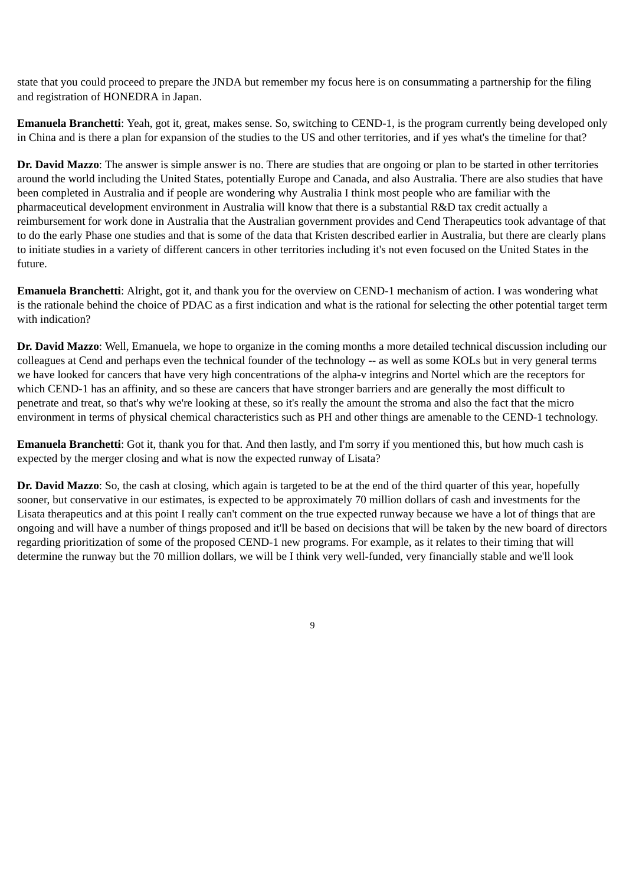state that you could proceed to prepare the JNDA but remember my focus here is on consummating a partnership for the filing and registration of HONEDRA in Japan.

**Emanuela Branchetti**: Yeah, got it, great, makes sense. So, switching to CEND-1, is the program currently being developed only in China and is there a plan for expansion of the studies to the US and other territories, and if yes what's the timeline for that?

**Dr. David Mazzo**: The answer is simple answer is no. There are studies that are ongoing or plan to be started in other territories around the world including the United States, potentially Europe and Canada, and also Australia. There are also studies that have been completed in Australia and if people are wondering why Australia I think most people who are familiar with the pharmaceutical development environment in Australia will know that there is a substantial R&D tax credit actually a reimbursement for work done in Australia that the Australian government provides and Cend Therapeutics took advantage of that to do the early Phase one studies and that is some of the data that Kristen described earlier in Australia, but there are clearly plans to initiate studies in a variety of different cancers in other territories including it's not even focused on the United States in the future.

**Emanuela Branchetti**: Alright, got it, and thank you for the overview on CEND-1 mechanism of action. I was wondering what is the rationale behind the choice of PDAC as a first indication and what is the rational for selecting the other potential target term with indication?

**Dr. David Mazzo**: Well, Emanuela, we hope to organize in the coming months a more detailed technical discussion including our colleagues at Cend and perhaps even the technical founder of the technology -- as well as some KOLs but in very general terms we have looked for cancers that have very high concentrations of the alpha-v integrins and Nortel which are the receptors for which CEND-1 has an affinity, and so these are cancers that have stronger barriers and are generally the most difficult to penetrate and treat, so that's why we're looking at these, so it's really the amount the stroma and also the fact that the micro environment in terms of physical chemical characteristics such as PH and other things are amenable to the CEND-1 technology.

**Emanuela Branchetti**: Got it, thank you for that. And then lastly, and I'm sorry if you mentioned this, but how much cash is expected by the merger closing and what is now the expected runway of Lisata?

**Dr. David Mazzo**: So, the cash at closing, which again is targeted to be at the end of the third quarter of this year, hopefully sooner, but conservative in our estimates, is expected to be approximately 70 million dollars of cash and investments for the Lisata therapeutics and at this point I really can't comment on the true expected runway because we have a lot of things that are ongoing and will have a number of things proposed and it'll be based on decisions that will be taken by the new board of directors regarding prioritization of some of the proposed CEND-1 new programs. For example, as it relates to their timing that will determine the runway but the 70 million dollars, we will be I think very well-funded, very financially stable and we'll look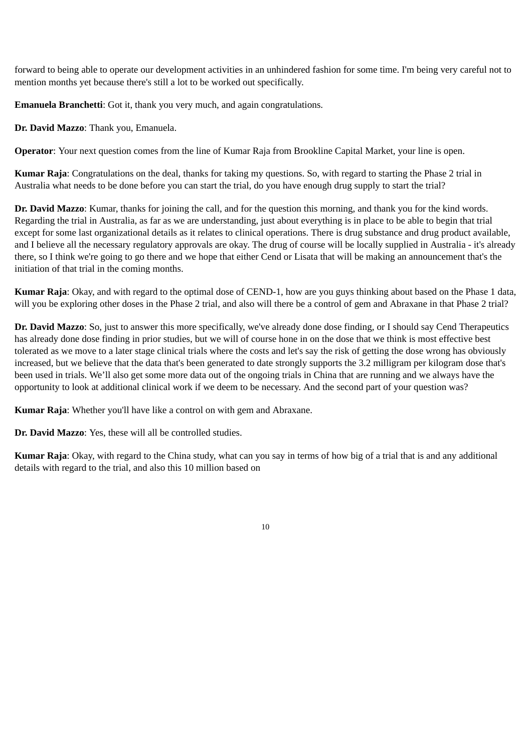forward to being able to operate our development activities in an unhindered fashion for some time. I'm being very careful not to mention months yet because there's still a lot to be worked out specifically.

**Emanuela Branchetti**: Got it, thank you very much, and again congratulations.

**Dr. David Mazzo**: Thank you, Emanuela.

**Operator**: Your next question comes from the line of Kumar Raja from Brookline Capital Market, your line is open.

**Kumar Raja**: Congratulations on the deal, thanks for taking my questions. So, with regard to starting the Phase 2 trial in Australia what needs to be done before you can start the trial, do you have enough drug supply to start the trial?

**Dr. David Mazzo**: Kumar, thanks for joining the call, and for the question this morning, and thank you for the kind words. Regarding the trial in Australia, as far as we are understanding, just about everything is in place to be able to begin that trial except for some last organizational details as it relates to clinical operations. There is drug substance and drug product available, and I believe all the necessary regulatory approvals are okay. The drug of course will be locally supplied in Australia - it's already there, so I think we're going to go there and we hope that either Cend or Lisata that will be making an announcement that's the initiation of that trial in the coming months.

**Kumar Raja**: Okay, and with regard to the optimal dose of CEND-1, how are you guys thinking about based on the Phase 1 data, will you be exploring other doses in the Phase 2 trial, and also will there be a control of gem and Abraxane in that Phase 2 trial?

**Dr. David Mazzo**: So, just to answer this more specifically, we've already done dose finding, or I should say Cend Therapeutics has already done dose finding in prior studies, but we will of course hone in on the dose that we think is most effective best tolerated as we move to a later stage clinical trials where the costs and let's say the risk of getting the dose wrong has obviously increased, but we believe that the data that's been generated to date strongly supports the 3.2 milligram per kilogram dose that's been used in trials. We'll also get some more data out of the ongoing trials in China that are running and we always have the opportunity to look at additional clinical work if we deem to be necessary. And the second part of your question was?

**Kumar Raja**: Whether you'll have like a control on with gem and Abraxane.

**Dr. David Mazzo**: Yes, these will all be controlled studies.

**Kumar Raja**: Okay, with regard to the China study, what can you say in terms of how big of a trial that is and any additional details with regard to the trial, and also this 10 million based on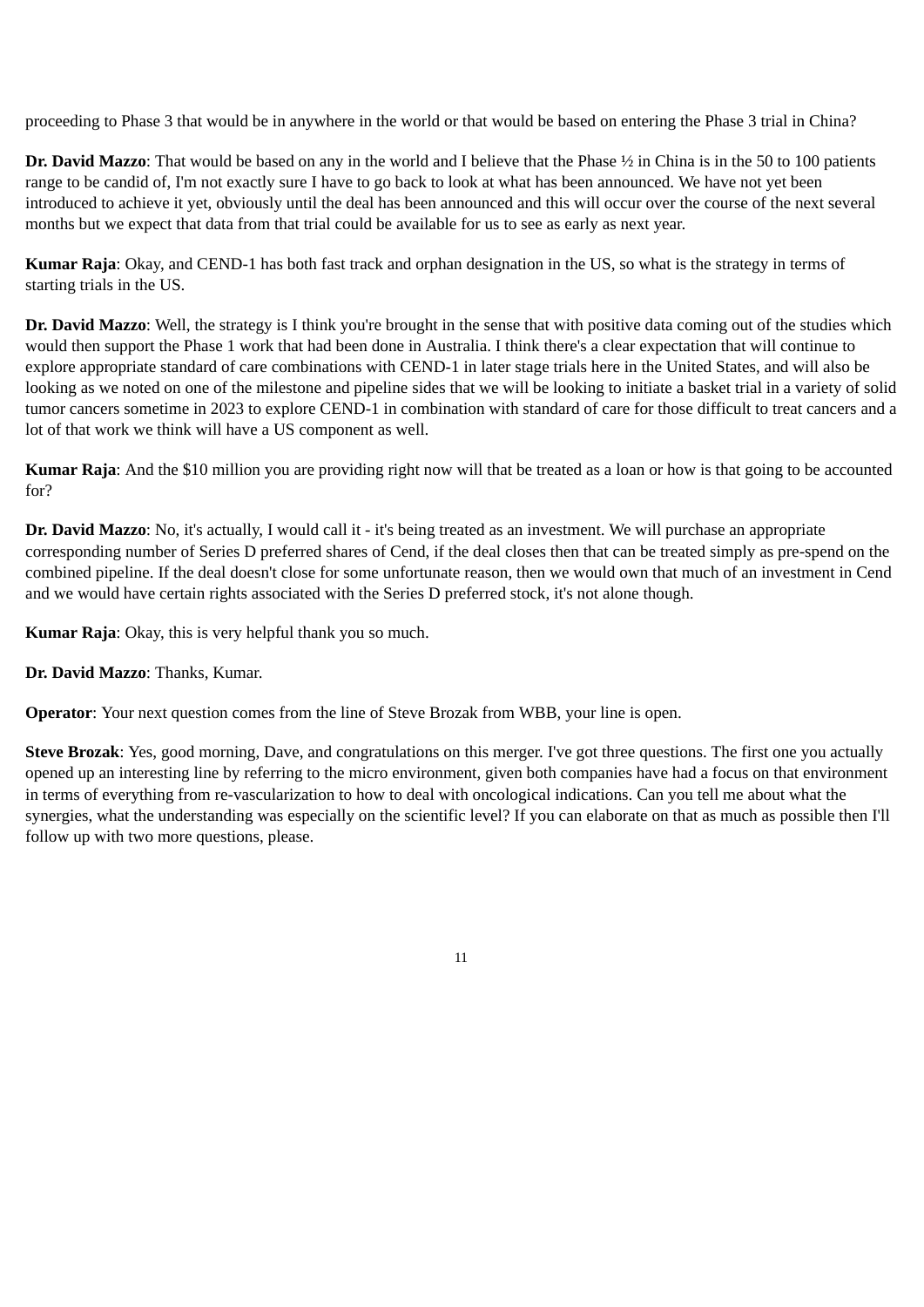proceeding to Phase 3 that would be in anywhere in the world or that would be based on entering the Phase 3 trial in China?

**Dr. David Mazzo**: That would be based on any in the world and I believe that the Phase ½ in China is in the 50 to 100 patients range to be candid of, I'm not exactly sure I have to go back to look at what has been announced. We have not yet been introduced to achieve it yet, obviously until the deal has been announced and this will occur over the course of the next several months but we expect that data from that trial could be available for us to see as early as next year.

**Kumar Raja**: Okay, and CEND-1 has both fast track and orphan designation in the US, so what is the strategy in terms of starting trials in the US.

**Dr. David Mazzo**: Well, the strategy is I think you're brought in the sense that with positive data coming out of the studies which would then support the Phase 1 work that had been done in Australia. I think there's a clear expectation that will continue to explore appropriate standard of care combinations with CEND-1 in later stage trials here in the United States, and will also be looking as we noted on one of the milestone and pipeline sides that we will be looking to initiate a basket trial in a variety of solid tumor cancers sometime in 2023 to explore CEND-1 in combination with standard of care for those difficult to treat cancers and a lot of that work we think will have a US component as well.

**Kumar Raja**: And the $10 million you are providing right now will that be treated as a loan or how is that going to be accounted for?

**Dr. David Mazzo**: No, it's actually, I would call it - it's being treated as an investment. We will purchase an appropriate corresponding number of Series D preferred shares of Cend, if the deal closes then that can be treated simply as pre-spend on the combined pipeline. If the deal doesn't close for some unfortunate reason, then we would own that much of an investment in Cend and we would have certain rights associated with the Series D preferred stock, it's not alone though.

**Kumar Raja**: Okay, this is very helpful thank you so much.

**Dr. David Mazzo**: Thanks, Kumar.

**Operator**: Your next question comes from the line of Steve Brozak from WBB, your line is open.

**Steve Brozak**: Yes, good morning, Dave, and congratulations on this merger. I've got three questions. The first one you actually opened up an interesting line by referring to the micro environment, given both companies have had a focus on that environment in terms of everything from re-vascularization to how to deal with oncological indications. Can you tell me about what the synergies, what the understanding was especially on the scientific level? If you can elaborate on that as much as possible then I'll follow up with two more questions, please.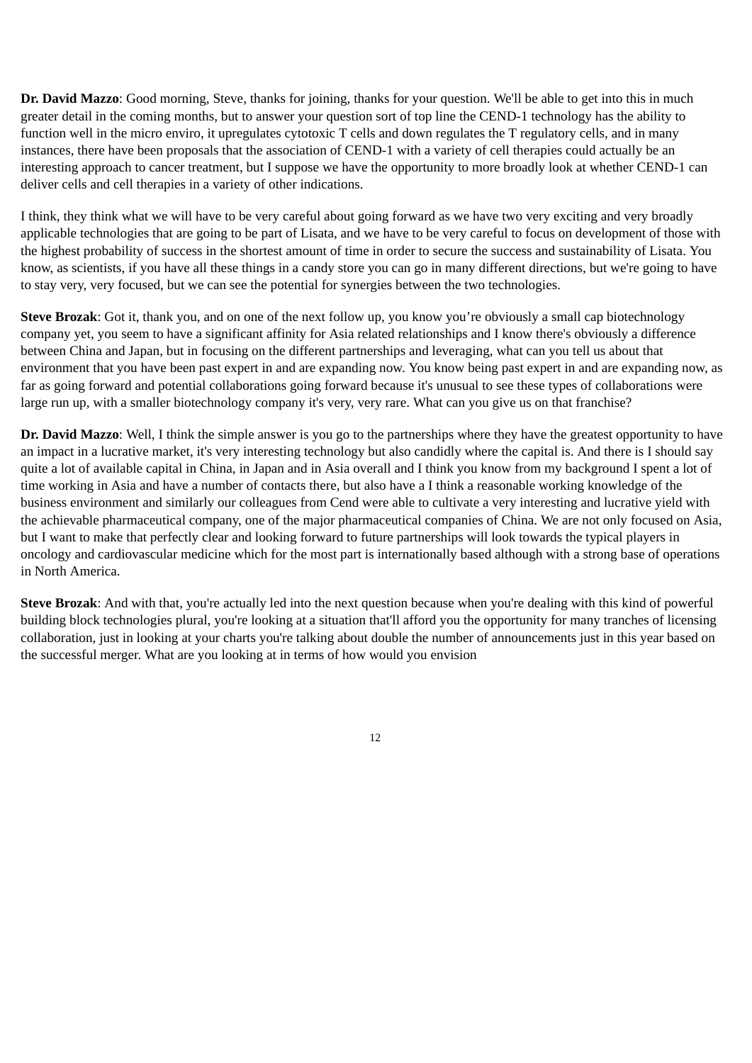**Dr. David Mazzo**: Good morning, Steve, thanks for joining, thanks for your question. We'll be able to get into this in much greater detail in the coming months, but to answer your question sort of top line the CEND-1 technology has the ability to function well in the micro enviro, it upregulates cytotoxic T cells and down regulates the T regulatory cells, and in many instances, there have been proposals that the association of CEND-1 with a variety of cell therapies could actually be an interesting approach to cancer treatment, but I suppose we have the opportunity to more broadly look at whether CEND-1 can deliver cells and cell therapies in a variety of other indications.

I think, they think what we will have to be very careful about going forward as we have two very exciting and very broadly applicable technologies that are going to be part of Lisata, and we have to be very careful to focus on development of those with the highest probability of success in the shortest amount of time in order to secure the success and sustainability of Lisata. You know, as scientists, if you have all these things in a candy store you can go in many different directions, but we're going to have to stay very, very focused, but we can see the potential for synergies between the two technologies.

**Steve Brozak**: Got it, thank you, and on one of the next follow up, you know you're obviously a small cap biotechnology company yet, you seem to have a significant affinity for Asia related relationships and I know there's obviously a difference between China and Japan, but in focusing on the different partnerships and leveraging, what can you tell us about that environment that you have been past expert in and are expanding now. You know being past expert in and are expanding now, as far as going forward and potential collaborations going forward because it's unusual to see these types of collaborations were large run up, with a smaller biotechnology company it's very, very rare. What can you give us on that franchise?

**Dr. David Mazzo**: Well, I think the simple answer is you go to the partnerships where they have the greatest opportunity to have an impact in a lucrative market, it's very interesting technology but also candidly where the capital is. And there is I should say quite a lot of available capital in China, in Japan and in Asia overall and I think you know from my background I spent a lot of time working in Asia and have a number of contacts there, but also have a I think a reasonable working knowledge of the business environment and similarly our colleagues from Cend were able to cultivate a very interesting and lucrative yield with the achievable pharmaceutical company, one of the major pharmaceutical companies of China. We are not only focused on Asia, but I want to make that perfectly clear and looking forward to future partnerships will look towards the typical players in oncology and cardiovascular medicine which for the most part is internationally based although with a strong base of operations in North America.

**Steve Brozak**: And with that, you're actually led into the next question because when you're dealing with this kind of powerful building block technologies plural, you're looking at a situation that'll afford you the opportunity for many tranches of licensing collaboration, just in looking at your charts you're talking about double the number of announcements just in this year based on the successful merger. What are you looking at in terms of how would you envision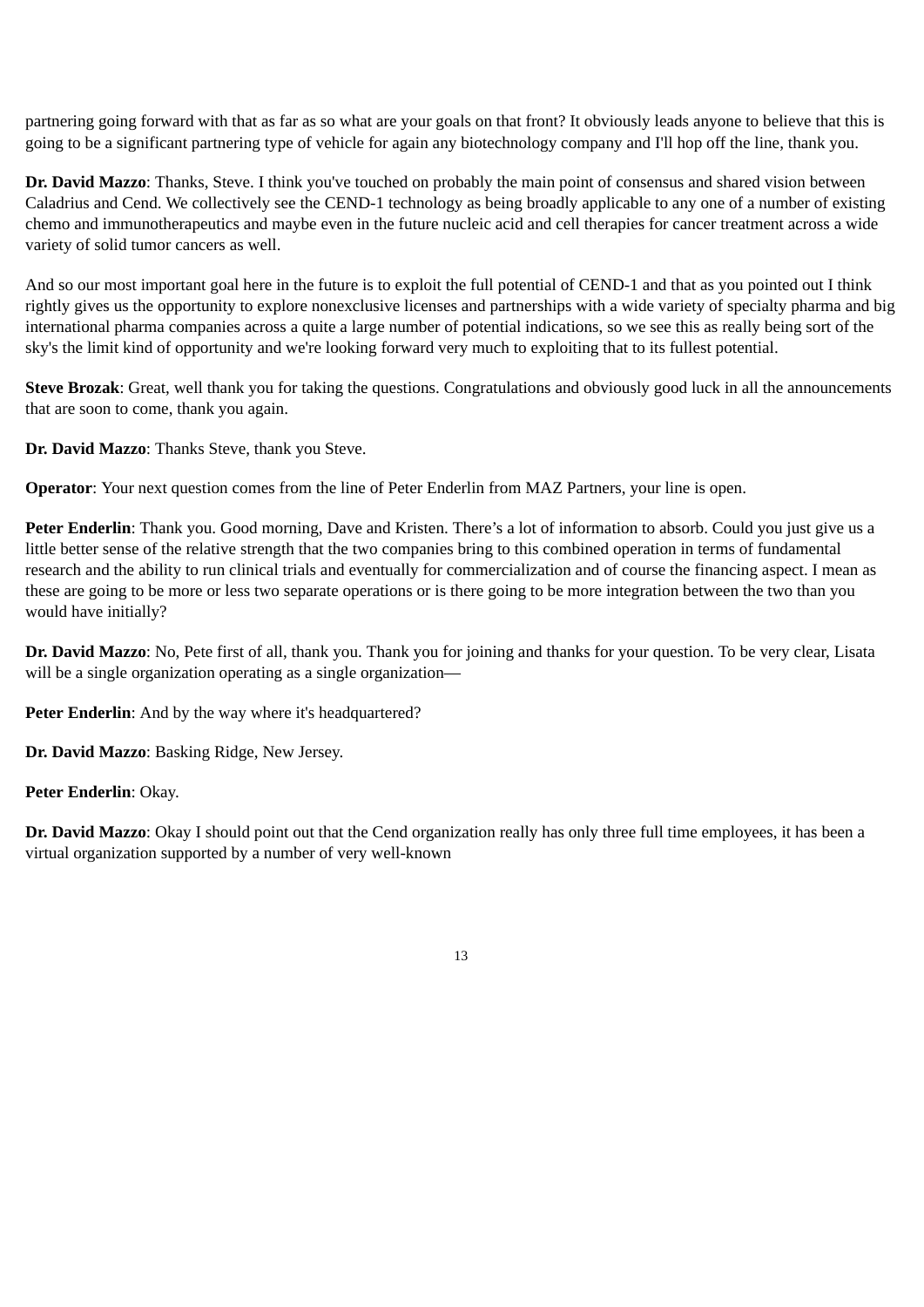partnering going forward with that as far as so what are your goals on that front? It obviously leads anyone to believe that this is going to be a significant partnering type of vehicle for again any biotechnology company and I'll hop off the line, thank you.

**Dr. David Mazzo**: Thanks, Steve. I think you've touched on probably the main point of consensus and shared vision between Caladrius and Cend. We collectively see the CEND-1 technology as being broadly applicable to any one of a number of existing chemo and immunotherapeutics and maybe even in the future nucleic acid and cell therapies for cancer treatment across a wide variety of solid tumor cancers as well.

And so our most important goal here in the future is to exploit the full potential of CEND-1 and that as you pointed out I think rightly gives us the opportunity to explore nonexclusive licenses and partnerships with a wide variety of specialty pharma and big international pharma companies across a quite a large number of potential indications, so we see this as really being sort of the sky's the limit kind of opportunity and we're looking forward very much to exploiting that to its fullest potential.

**Steve Brozak**: Great, well thank you for taking the questions. Congratulations and obviously good luck in all the announcements that are soon to come, thank you again.

**Dr. David Mazzo**: Thanks Steve, thank you Steve.

**Operator**: Your next question comes from the line of Peter Enderlin from MAZ Partners, your line is open.

**Peter Enderlin**: Thank you. Good morning, Dave and Kristen. There's a lot of information to absorb. Could you just give us a little better sense of the relative strength that the two companies bring to this combined operation in terms of fundamental research and the ability to run clinical trials and eventually for commercialization and of course the financing aspect. I mean as these are going to be more or less two separate operations or is there going to be more integration between the two than you would have initially?

**Dr. David Mazzo**: No, Pete first of all, thank you. Thank you for joining and thanks for your question. To be very clear, Lisata will be a single organization operating as a single organization—

**Peter Enderlin**: And by the way where it's headquartered?

**Dr. David Mazzo**: Basking Ridge, New Jersey.

**Peter Enderlin**: Okay.

**Dr. David Mazzo**: Okay I should point out that the Cend organization really has only three full time employees, it has been a virtual organization supported by a number of very well-known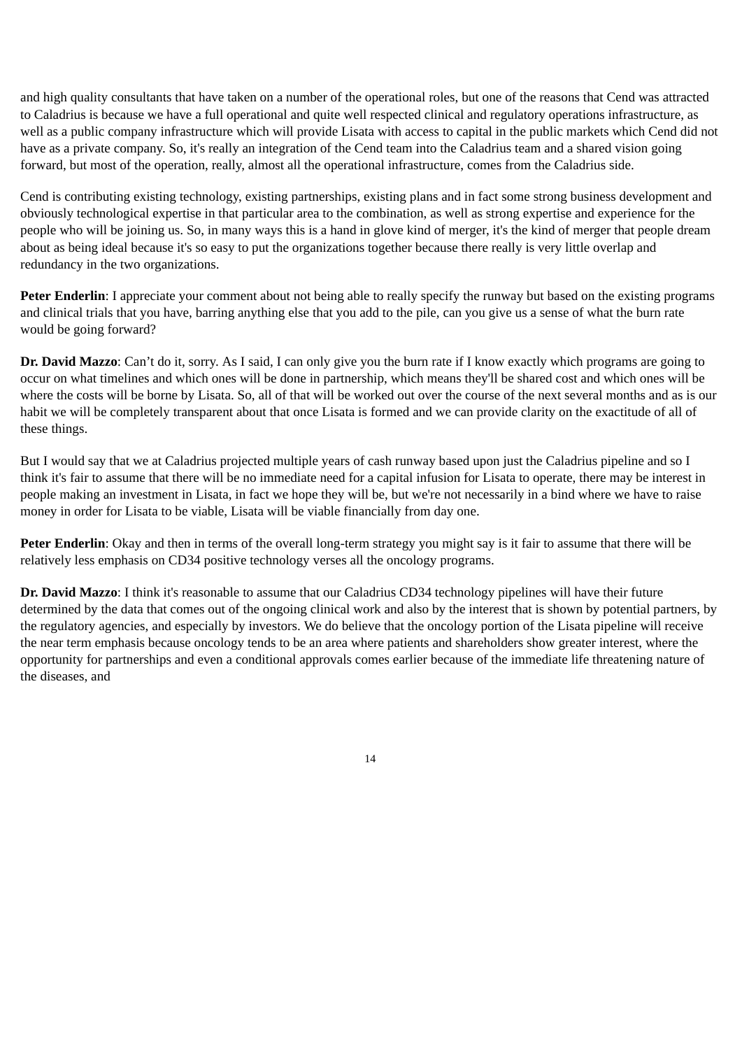and high quality consultants that have taken on a number of the operational roles, but one of the reasons that Cend was attracted to Caladrius is because we have a full operational and quite well respected clinical and regulatory operations infrastructure, as well as a public company infrastructure which will provide Lisata with access to capital in the public markets which Cend did not have as a private company. So, it's really an integration of the Cend team into the Caladrius team and a shared vision going forward, but most of the operation, really, almost all the operational infrastructure, comes from the Caladrius side.

Cend is contributing existing technology, existing partnerships, existing plans and in fact some strong business development and obviously technological expertise in that particular area to the combination, as well as strong expertise and experience for the people who will be joining us. So, in many ways this is a hand in glove kind of merger, it's the kind of merger that people dream about as being ideal because it's so easy to put the organizations together because there really is very little overlap and redundancy in the two organizations.

**Peter Enderlin**: I appreciate your comment about not being able to really specify the runway but based on the existing programs and clinical trials that you have, barring anything else that you add to the pile, can you give us a sense of what the burn rate would be going forward?

**Dr. David Mazzo**: Can’t do it, sorry. As I said, I can only give you the burn rate if I know exactly which programs are going to occur on what timelines and which ones will be done in partnership, which means they'll be shared cost and which ones will be where the costs will be borne by Lisata. So, all of that will be worked out over the course of the next several months and as is our habit we will be completely transparent about that once Lisata is formed and we can provide clarity on the exactitude of all of these things.

But I would say that we at Caladrius projected multiple years of cash runway based upon just the Caladrius pipeline and so I think it's fair to assume that there will be no immediate need for a capital infusion for Lisata to operate, there may be interest in people making an investment in Lisata, in fact we hope they will be, but we're not necessarily in a bind where we have to raise money in order for Lisata to be viable, Lisata will be viable financially from day one.

**Peter Enderlin**: Okay and then in terms of the overall long-term strategy you might say is it fair to assume that there will be relatively less emphasis on CD34 positive technology verses all the oncology programs.

**Dr. David Mazzo**: I think it's reasonable to assume that our Caladrius CD34 technology pipelines will have their future determined by the data that comes out of the ongoing clinical work and also by the interest that is shown by potential partners, by the regulatory agencies, and especially by investors. We do believe that the oncology portion of the Lisata pipeline will receive the near term emphasis because oncology tends to be an area where patients and shareholders show greater interest, where the opportunity for partnerships and even a conditional approvals comes earlier because of the immediate life threatening nature of the diseases, and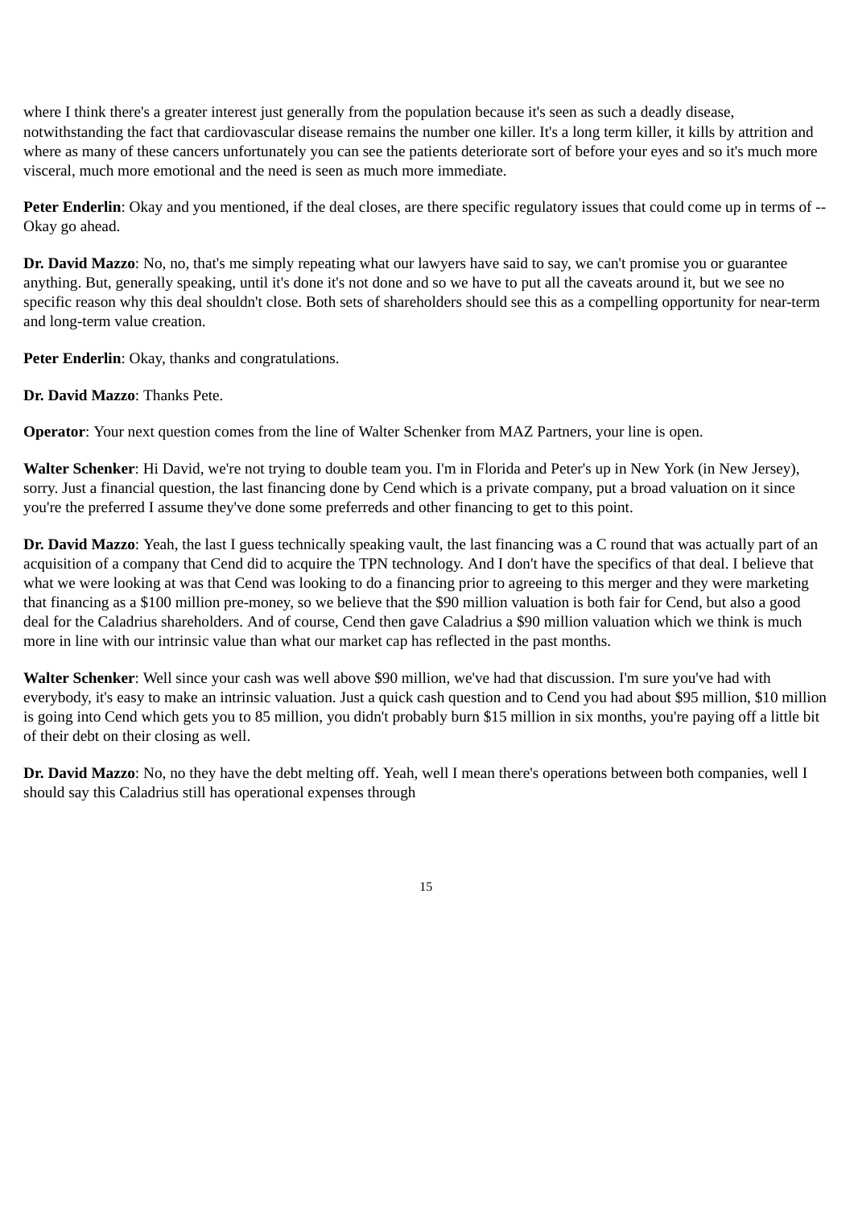where I think there's a greater interest just generally from the population because it's seen as such a deadly disease, notwithstanding the fact that cardiovascular disease remains the number one killer. It's a long term killer, it kills by attrition and where as many of these cancers unfortunately you can see the patients deteriorate sort of before your eyes and so it's much more visceral, much more emotional and the need is seen as much more immediate.

**Peter Enderlin**: Okay and you mentioned, if the deal closes, are there specific regulatory issues that could come up in terms of -- Okay go ahead.

**Dr. David Mazzo**: No, no, that's me simply repeating what our lawyers have said to say, we can't promise you or guarantee anything. But, generally speaking, until it's done it's not done and so we have to put all the caveats around it, but we see no specific reason why this deal shouldn't close. Both sets of shareholders should see this as a compelling opportunity for near-term and long-term value creation.

**Peter Enderlin**: Okay, thanks and congratulations.

**Dr. David Mazzo**: Thanks Pete.

**Operator**: Your next question comes from the line of Walter Schenker from MAZ Partners, your line is open.

**Walter Schenker**: Hi David, we're not trying to double team you. I'm in Florida and Peter's up in New York (in New Jersey), sorry. Just a financial question, the last financing done by Cend which is a private company, put a broad valuation on it since you're the preferred I assume they've done some preferreds and other financing to get to this point.

**Dr. David Mazzo**: Yeah, the last I guess technically speaking vault, the last financing was a C round that was actually part of an acquisition of a company that Cend did to acquire the TPN technology. And I don't have the specifics of that deal. I believe that what we were looking at was that Cend was looking to do a financing prior to agreeing to this merger and they were marketing that financing as a $100 million pre-money, so we believe that the $90 million valuation is both fair for Cend, but also a good deal for the Caladrius shareholders. And of course, Cend then gave Caladrius a $90 million valuation which we think is much more in line with our intrinsic value than what our market cap has reflected in the past months.

**Walter Schenker**: Well since your cash was well above $90 million, we've had that discussion. I'm sure you've had with everybody, it's easy to make an intrinsic valuation. Just a quick cash question and to Cend you had about $95 million, $10 million is going into Cend which gets you to 85 million, you didn't probably burn $15 million in six months, you're paying off a little bit of their debt on their closing as well.

**Dr. David Mazzo**: No, no they have the debt melting off. Yeah, well I mean there's operations between both companies, well I should say this Caladrius still has operational expenses through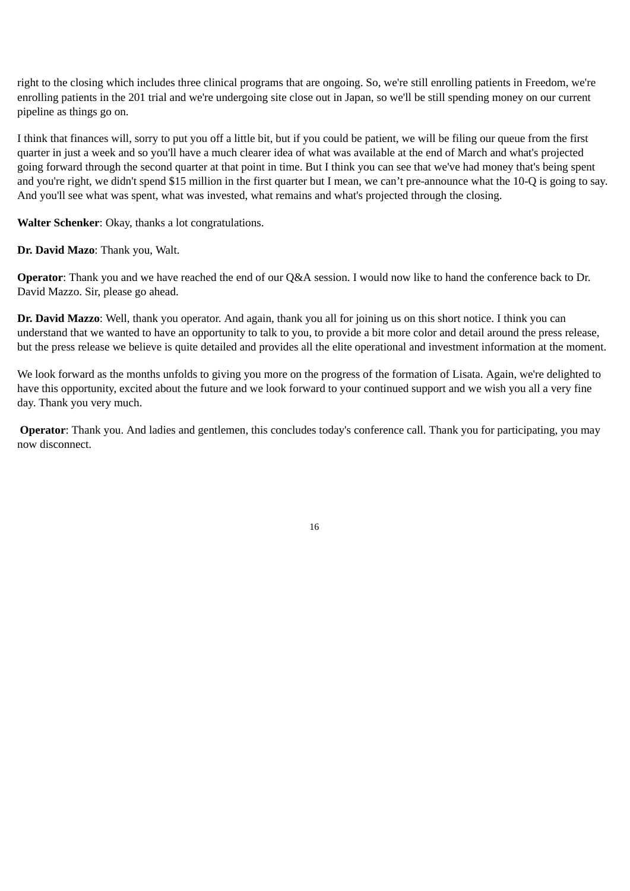right to the closing which includes three clinical programs that are ongoing. So, we're still enrolling patients in Freedom, we're enrolling patients in the 201 trial and we're undergoing site close out in Japan, so we'll be still spending money on our current pipeline as things go on.

I think that finances will, sorry to put you off a little bit, but if you could be patient, we will be filing our queue from the first quarter in just a week and so you'll have a much clearer idea of what was available at the end of March and what's projected going forward through the second quarter at that point in time. But I think you can see that we've had money that's being spent and you're right, we didn't spend $15 million in the first quarter but I mean, we can't pre-announce what the 10-Q is going to say. And you'll see what was spent, what was invested, what remains and what's projected through the closing.

**Walter Schenker**: Okay, thanks a lot congratulations.

**Dr. David Mazo**: Thank you, Walt.

**Operator**: Thank you and we have reached the end of our Q&A session. I would now like to hand the conference back to Dr. David Mazzo. Sir, please go ahead.

**Dr. David Mazzo**: Well, thank you operator. And again, thank you all for joining us on this short notice. I think you can understand that we wanted to have an opportunity to talk to you, to provide a bit more color and detail around the press release, but the press release we believe is quite detailed and provides all the elite operational and investment information at the moment.

We look forward as the months unfolds to giving you more on the progress of the formation of Lisata. Again, we're delighted to have this opportunity, excited about the future and we look forward to your continued support and we wish you all a very fine day. Thank you very much.

**Operator**: Thank you. And ladies and gentlemen, this concludes today's conference call. Thank you for participating, you may now disconnect.